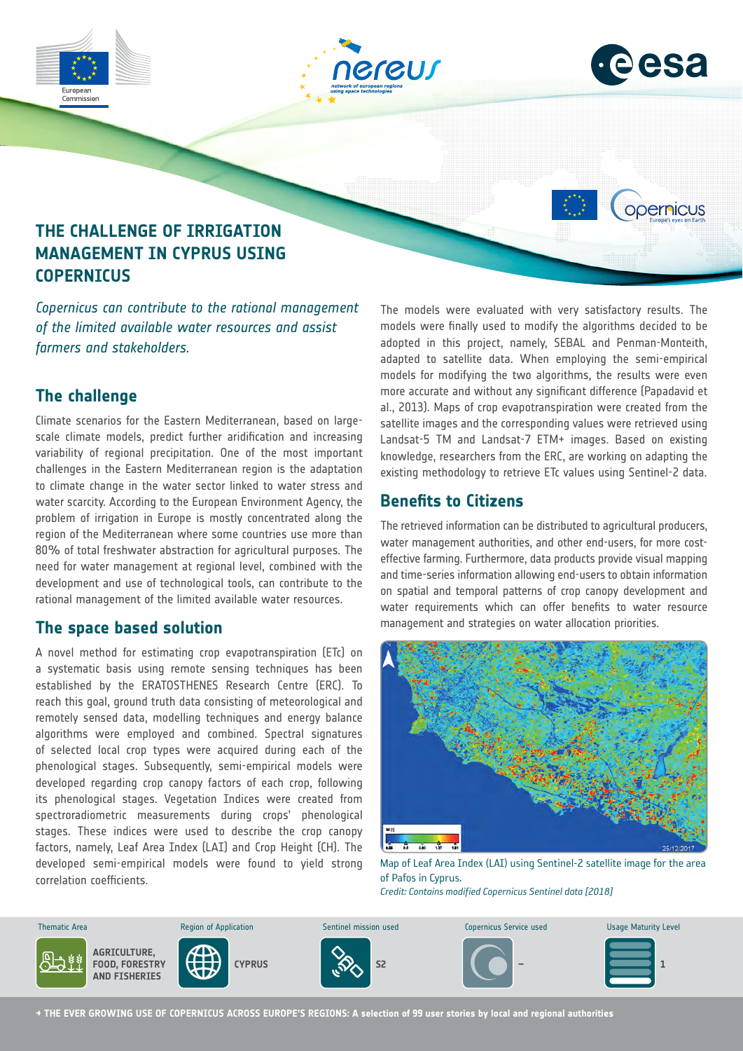# THE CHALLENGE OF IRRIGATION MANAGEMENT IN CYPRUS USING COPERNICUS

*Copernicus can contribute to the rational management of the limited available water resources and assist farmers and stakeholders.*

## The challenge

Climate scenarios for the Eastern Mediterranean, based on large-scale climate models, predict further aridification and increasing variability of regional precipitation. One of the most important challenges in the Eastern Mediterranean region is the adaptation to climate change in the water sector linked to water stress and water scarcity. According to the European Environment Agency, the problem of irrigation in Europe is mostly concentrated along the region of the Mediterranean where some countries use more than 80% of total freshwater abstraction for agricultural purposes. The need for water management at regional level, combined with the development and use of technological tools, can contribute to the rational management of the limited available water resources.

## The space based solution

A novel method for estimating crop evapotranspiration (ETc) on a systematic basis using remote sensing techniques has been established by the ERATOSTHENES Research Centre (ERC). To reach this goal, ground truth data consisting of meteorological and remotely sensed data, modelling techniques and energy balance algorithms were employed and combined. Spectral signatures of selected local crop types were acquired during each of the phenological stages. Subsequently, semi-empirical models were developed regarding crop canopy factors of each crop, following its phenological stages. Vegetation Indices were created from spectroradiometric measurements during crops' phenological stages. These indices were used to describe the crop canopy factors, namely, Leaf Area Index (LAI) and Crop Height (CH). The developed semi-empirical models were found to yield strong correlation coefficients.

The models were evaluated with very satisfactory results. The models were finally used to modify the algorithms decided to be adopted in this project, namely, SEBAL and Penman-Monteith, adapted to satellite data. When employing the semi-empirical models for modifying the two algorithms, the results were even more accurate and without any significant difference (Papadavid et al., 2013). Maps of crop evapotranspiration were created from the satellite images and the corresponding values were retrieved using Landsat-5 TM and Landsat-7 ETM+ images. Based on existing knowledge, researchers from the ERC, are working on adapting the existing methodology to retrieve ETc values using Sentinel-2 data.

## Benefits to Citizens

The retrieved information can be distributed to agricultural producers, water management authorities, and other end-users, for more cost-effective farming. Furthermore, data products provide visual mapping and time-series information allowing end-users to obtain information on spatial and temporal patterns of crop canopy development and water requirements which can offer benefits to water resource management and strategies on water allocation priorities.

Map of Leaf Area Index (LAI) using Sentinel-2 satellite image for the area of Pafos in Cyprus.
*Credit: Contains modified Copernicus Sentinel data (2018)*

| Thematic Area | Region of Application | Sentinel mission used | Copernicus Service used | Usage Maturity Level |
| --- | --- | --- | --- | --- |
| AGRICULTURE, FOOD, FORESTRY AND FISHERIES | CYPRUS | S2 | – | 1 |

→ THE EVER GROWING USE OF COPERNICUS ACROSS EUROPE'S REGIONS: A selection of 99 user stories by local and regional authorities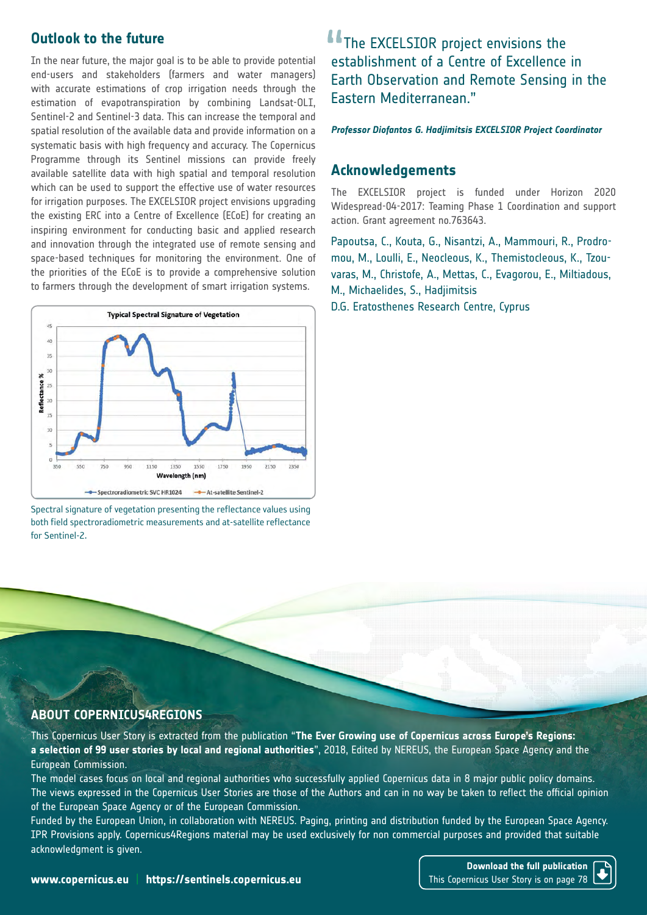## Outlook to the future

In the near future, the major goal is to be able to provide potential end-users and stakeholders (farmers and water managers) with accurate estimations of crop irrigation needs through the estimation of evapotranspiration by combining Landsat-OLI, Sentinel-2 and Sentinel-3 data. This can increase the temporal and spatial resolution of the available data and provide information on a systematic basis with high frequency and accuracy. The Copernicus Programme through its Sentinel missions can provide freely available satellite data with high spatial and temporal resolution which can be used to support the effective use of water resources for irrigation purposes. The EXCELSIOR project envisions upgrading the existing ERC into a Centre of Excellence (ECoE) for creating an inspiring environment for conducting basic and applied research and innovation through the integrated use of remote sensing and space-based techniques for monitoring the environment. One of the priorities of the ECoE is to provide a comprehensive solution to farmers through the development of smart irrigation systems.

Typical Spectral Signature of Vegetation

Reflectance %

0
5
10
15
20
25
30
35
40
45

350 550 750 950 1150 1350 1550 1750 1950 2150 2350

Wavelength (nm)

Spectroradiometric SVC HR1024
At-satellite Sentinel-2

Spectral signature of vegetation presenting the reflectance values using both field spectroradiometric measurements and at-satellite reflectance for Sentinel-2.

"The EXCELSIOR project envisions the establishment of a Centre of Excellence in Earth Observation and Remote Sensing in the Eastern Mediterranean."

***Professor Diofantos G. Hadjimitsis EXCELSIOR Project Coordinator***

## Acknowledgements

The EXCELSIOR project is funded under Horizon 2020 Widespread-04-2017: Teaming Phase 1 Coordination and support action. Grant agreement no.763643.

Papoutsa, C., Kouta, G., Nisantzi, A., Mammouri, R., Prodromou, M., Loulli, E., Neocleous, K., Themistocleous, K., Tzouvaras, M., Christofe, A., Mettas, C., Evagorou, E., Miltiadous, M., Michaelides, S., Hadjimitsis
D.G. Eratosthenes Research Centre, Cyprus

### ABOUT COPERNICUS4REGIONS

This Copernicus User Story is extracted from the publication "**The Ever Growing use of Copernicus across Europe's Regions: a selection of 99 user stories by local and regional authorities**", 2018, Edited by NEREUS, the European Space Agency and the European Commission.
The model cases focus on local and regional authorities who successfully applied Copernicus data in 8 major public policy domains.
The views expressed in the Copernicus User Stories are those of the Authors and can in no way be taken to reflect the official opinion of the European Space Agency or of the European Commission.
Funded by the European Union, in collaboration with NEREUS. Paging, printing and distribution funded by the European Space Agency.
IPR Provisions apply. Copernicus4Regions material may be used exclusively for non commercial purposes and provided that suitable acknowledgment is given.

**www.copernicus.eu** | **https://sentinels.copernicus.eu**

**Download the full publication**
This Copernicus User Story is on page 78